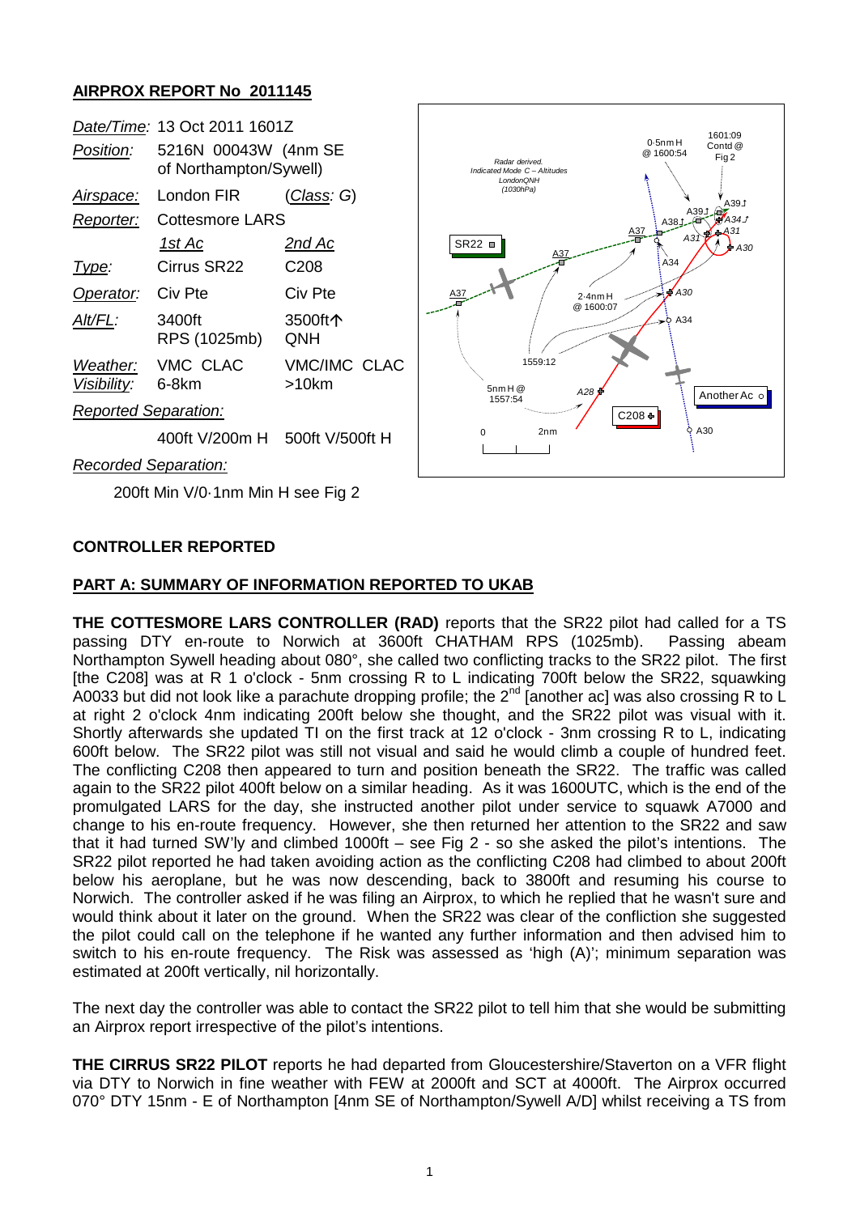## AIRPROX REPORT No 2011145

| | | |
|---|---|---|
| *Date/Time:* | 13 Oct 2011 1601Z | |
| *Position:* | 5216N 00043W (4nm SE of Northampton/Sywell) | |
| *Airspace:* | London FIR | (*Class*: G) |
| *Reporter:* | Cottesmore LARS | |
| | *1st Ac* | *2nd Ac* |
| *Type:* | Cirrus SR22 | C208 |
| *Operator:* | Civ Pte | Civ Pte |
| *Alt/FL:* | 3400ft RPS (1025mb) | 3500ft↑ QNH |
| *Weather:* | VMC CLAC | VMC/IMC CLAC |
| *Visibility:* | 6-8km | >10km |
| *Reported Separation:* | | |
| | 400ft V/200m H | 500ft V/500ft H |
| *Recorded Separation:* | | |
| | 200ft Min V/0·1nm Min H see Fig 2 | |

### CONTROLLER REPORTED

### PART A: SUMMARY OF INFORMATION REPORTED TO UKAB

**THE COTTESMORE LARS CONTROLLER (RAD)** reports that the SR22 pilot had called for a TS passing DTY en-route to Norwich at 3600ft CHATHAM RPS (1025mb). Passing abeam Northampton Sywell heading about 080°, she called two conflicting tracks to the SR22 pilot. The first [the C208] was at R 1 o'clock - 5nm crossing R to L indicating 700ft below the SR22, squawking A0033 but did not look like a parachute dropping profile; the 2nd [another ac] was also crossing R to L at right 2 o'clock 4nm indicating 200ft below she thought, and the SR22 pilot was visual with it. Shortly afterwards she updated TI on the first track at 12 o'clock - 3nm crossing R to L, indicating 600ft below. The SR22 pilot was still not visual and said he would climb a couple of hundred feet. The conflicting C208 then appeared to turn and position beneath the SR22. The traffic was called again to the SR22 pilot 400ft below on a similar heading. As it was 1600UTC, which is the end of the promulgated LARS for the day, she instructed another pilot under service to squawk A7000 and change to his en-route frequency. However, she then returned her attention to the SR22 and saw that it had turned SW'ly and climbed 1000ft – see Fig 2 - so she asked the pilot's intentions. The SR22 pilot reported he had taken avoiding action as the conflicting C208 had climbed to about 200ft below his aeroplane, but he was now descending, back to 3800ft and resuming his course to Norwich. The controller asked if he was filing an Airprox, to which he replied that he wasn't sure and would think about it later on the ground. When the SR22 was clear of the confliction she suggested the pilot could call on the telephone if he wanted any further information and then advised him to switch to his en-route frequency. The Risk was assessed as 'high (A)'; minimum separation was estimated at 200ft vertically, nil horizontally.

The next day the controller was able to contact the SR22 pilot to tell him that she would be submitting an Airprox report irrespective of the pilot's intentions.

**THE CIRRUS SR22 PILOT** reports he had departed from Gloucestershire/Staverton on a VFR flight via DTY to Norwich in fine weather with FEW at 2000ft and SCT at 4000ft. The Airprox occurred 070° DTY 15nm - E of Northampton [4nm SE of Northampton/Sywell A/D] whilst receiving a TS from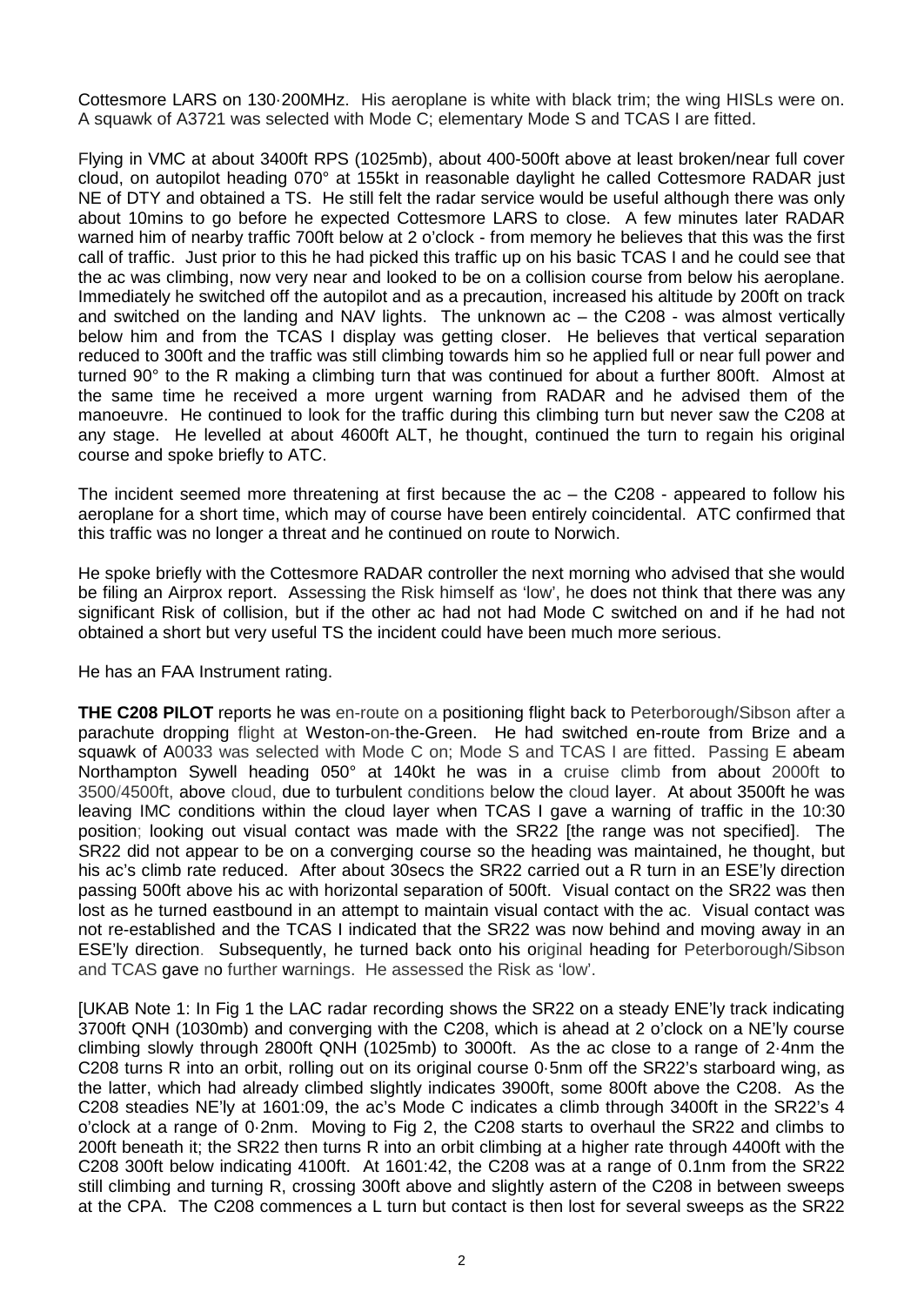Cottesmore LARS on 130·200MHz. His aeroplane is white with black trim; the wing HISLs were on. A squawk of A3721 was selected with Mode C; elementary Mode S and TCAS I are fitted.

Flying in VMC at about 3400ft RPS (1025mb), about 400-500ft above at least broken/near full cover cloud, on autopilot heading 070° at 155kt in reasonable daylight he called Cottesmore RADAR just NE of DTY and obtained a TS. He still felt the radar service would be useful although there was only about 10mins to go before he expected Cottesmore LARS to close. A few minutes later RADAR warned him of nearby traffic 700ft below at 2 o'clock - from memory he believes that this was the first call of traffic. Just prior to this he had picked this traffic up on his basic TCAS I and he could see that the ac was climbing, now very near and looked to be on a collision course from below his aeroplane. Immediately he switched off the autopilot and as a precaution, increased his altitude by 200ft on track and switched on the landing and NAV lights. The unknown ac – the C208 - was almost vertically below him and from the TCAS I display was getting closer. He believes that vertical separation reduced to 300ft and the traffic was still climbing towards him so he applied full or near full power and turned 90° to the R making a climbing turn that was continued for about a further 800ft. Almost at the same time he received a more urgent warning from RADAR and he advised them of the manoeuvre. He continued to look for the traffic during this climbing turn but never saw the C208 at any stage. He levelled at about 4600ft ALT, he thought, continued the turn to regain his original course and spoke briefly to ATC.

The incident seemed more threatening at first because the ac – the C208 - appeared to follow his aeroplane for a short time, which may of course have been entirely coincidental. ATC confirmed that this traffic was no longer a threat and he continued on route to Norwich.

He spoke briefly with the Cottesmore RADAR controller the next morning who advised that she would be filing an Airprox report. Assessing the Risk himself as 'low', he does not think that there was any significant Risk of collision, but if the other ac had not had Mode C switched on and if he had not obtained a short but very useful TS the incident could have been much more serious.

He has an FAA Instrument rating.

**THE C208 PILOT** reports he was en-route on a positioning flight back to Peterborough/Sibson after a parachute dropping flight at Weston-on-the-Green. He had switched en-route from Brize and a squawk of A0033 was selected with Mode C on; Mode S and TCAS I are fitted. Passing E abeam Northampton Sywell heading 050° at 140kt he was in a cruise climb from about 2000ft to 3500/4500ft, above cloud, due to turbulent conditions below the cloud layer. At about 3500ft he was leaving IMC conditions within the cloud layer when TCAS I gave a warning of traffic in the 10:30 position; looking out visual contact was made with the SR22 [the range was not specified]. The SR22 did not appear to be on a converging course so the heading was maintained, he thought, but his ac's climb rate reduced. After about 30secs the SR22 carried out a R turn in an ESE'ly direction passing 500ft above his ac with horizontal separation of 500ft. Visual contact on the SR22 was then lost as he turned eastbound in an attempt to maintain visual contact with the ac. Visual contact was not re-established and the TCAS I indicated that the SR22 was now behind and moving away in an ESE'ly direction. Subsequently, he turned back onto his original heading for Peterborough/Sibson and TCAS gave no further warnings. He assessed the Risk as 'low'.

[UKAB Note 1: In Fig 1 the LAC radar recording shows the SR22 on a steady ENE'ly track indicating 3700ft QNH (1030mb) and converging with the C208, which is ahead at 2 o'clock on a NE'ly course climbing slowly through 2800ft QNH (1025mb) to 3000ft. As the ac close to a range of 2·4nm the C208 turns R into an orbit, rolling out on its original course 0·5nm off the SR22's starboard wing, as the latter, which had already climbed slightly indicates 3900ft, some 800ft above the C208. As the C208 steadies NE'ly at 1601:09, the ac's Mode C indicates a climb through 3400ft in the SR22's 4 o'clock at a range of 0·2nm. Moving to Fig 2, the C208 starts to overhaul the SR22 and climbs to 200ft beneath it; the SR22 then turns R into an orbit climbing at a higher rate through 4400ft with the C208 300ft below indicating 4100ft. At 1601:42, the C208 was at a range of 0.1nm from the SR22 still climbing and turning R, crossing 300ft above and slightly astern of the C208 in between sweeps at the CPA. The C208 commences a L turn but contact is then lost for several sweeps as the SR22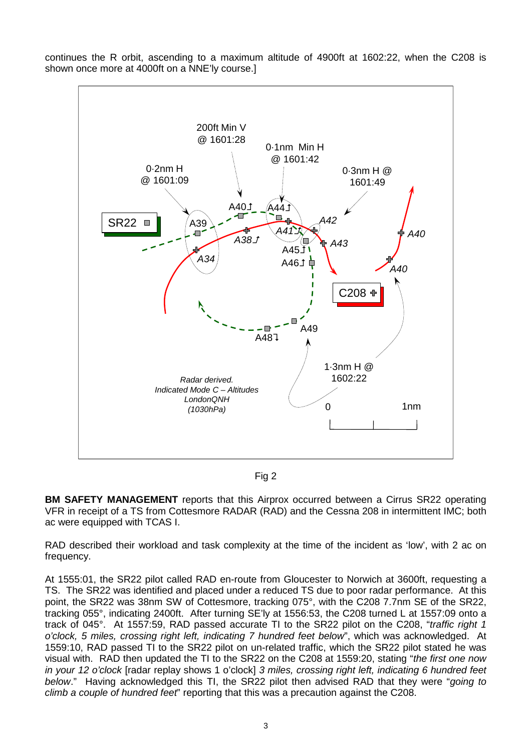continues the R orbit, ascending to a maximum altitude of 4900ft at 1602:22, when the C208 is shown once more at 4000ft on a NNE'ly course.]

Fig 2

**BM SAFETY MANAGEMENT** reports that this Airprox occurred between a Cirrus SR22 operating VFR in receipt of a TS from Cottesmore RADAR (RAD) and the Cessna 208 in intermittent IMC; both ac were equipped with TCAS I.

RAD described their workload and task complexity at the time of the incident as 'low', with 2 ac on frequency.

At 1555:01, the SR22 pilot called RAD en-route from Gloucester to Norwich at 3600ft, requesting a TS. The SR22 was identified and placed under a reduced TS due to poor radar performance. At this point, the SR22 was 38nm SW of Cottesmore, tracking 075°, with the C208 7.7nm SE of the SR22, tracking 055°, indicating 2400ft. After turning SE'ly at 1556:53, the C208 turned L at 1557:09 onto a track of 045°. At 1557:59, RAD passed accurate TI to the SR22 pilot on the C208, "*traffic right 1 o'clock, 5 miles, crossing right left, indicating 7 hundred feet below*", which was acknowledged. At 1559:10, RAD passed TI to the SR22 pilot on un-related traffic, which the SR22 pilot stated he was visual with. RAD then updated the TI to the SR22 on the C208 at 1559:20, stating "*the first one now in your 12 o'clock* [radar replay shows 1 o'clock] *3 miles, crossing right left, indicating 6 hundred feet below*." Having acknowledged this TI, the SR22 pilot then advised RAD that they were "*going to climb a couple of hundred feet*" reporting that this was a precaution against the C208.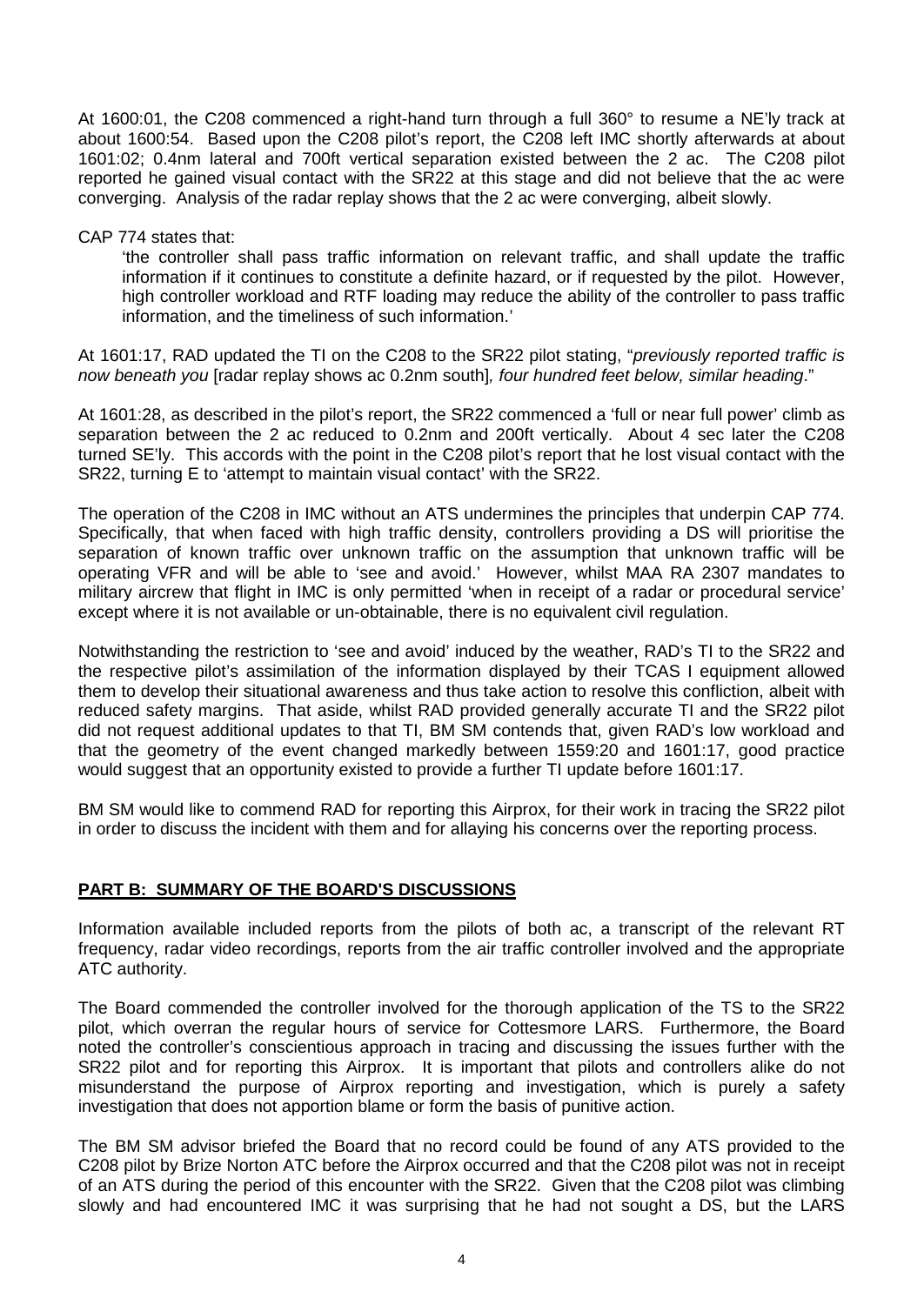At 1600:01, the C208 commenced a right-hand turn through a full 360° to resume a NE'ly track at about 1600:54. Based upon the C208 pilot's report, the C208 left IMC shortly afterwards at about 1601:02; 0.4nm lateral and 700ft vertical separation existed between the 2 ac. The C208 pilot reported he gained visual contact with the SR22 at this stage and did not believe that the ac were converging. Analysis of the radar replay shows that the 2 ac were converging, albeit slowly.

CAP 774 states that:

> 'the controller shall pass traffic information on relevant traffic, and shall update the traffic information if it continues to constitute a definite hazard, or if requested by the pilot. However, high controller workload and RTF loading may reduce the ability of the controller to pass traffic information, and the timeliness of such information.'

At 1601:17, RAD updated the TI on the C208 to the SR22 pilot stating, "*previously reported traffic is now beneath you* [radar replay shows ac 0.2nm south]*, four hundred feet below, similar heading*."

At 1601:28, as described in the pilot's report, the SR22 commenced a 'full or near full power' climb as separation between the 2 ac reduced to 0.2nm and 200ft vertically. About 4 sec later the C208 turned SE'ly. This accords with the point in the C208 pilot's report that he lost visual contact with the SR22, turning E to 'attempt to maintain visual contact' with the SR22.

The operation of the C208 in IMC without an ATS undermines the principles that underpin CAP 774. Specifically, that when faced with high traffic density, controllers providing a DS will prioritise the separation of known traffic over unknown traffic on the assumption that unknown traffic will be operating VFR and will be able to 'see and avoid.' However, whilst MAA RA 2307 mandates to military aircrew that flight in IMC is only permitted 'when in receipt of a radar or procedural service' except where it is not available or un-obtainable, there is no equivalent civil regulation.

Notwithstanding the restriction to 'see and avoid' induced by the weather, RAD's TI to the SR22 and the respective pilot's assimilation of the information displayed by their TCAS I equipment allowed them to develop their situational awareness and thus take action to resolve this confliction, albeit with reduced safety margins. That aside, whilst RAD provided generally accurate TI and the SR22 pilot did not request additional updates to that TI, BM SM contends that, given RAD's low workload and that the geometry of the event changed markedly between 1559:20 and 1601:17, good practice would suggest that an opportunity existed to provide a further TI update before 1601:17.

BM SM would like to commend RAD for reporting this Airprox, for their work in tracing the SR22 pilot in order to discuss the incident with them and for allaying his concerns over the reporting process.

## PART B: SUMMARY OF THE BOARD'S DISCUSSIONS

Information available included reports from the pilots of both ac, a transcript of the relevant RT frequency, radar video recordings, reports from the air traffic controller involved and the appropriate ATC authority.

The Board commended the controller involved for the thorough application of the TS to the SR22 pilot, which overran the regular hours of service for Cottesmore LARS. Furthermore, the Board noted the controller's conscientious approach in tracing and discussing the issues further with the SR22 pilot and for reporting this Airprox. It is important that pilots and controllers alike do not misunderstand the purpose of Airprox reporting and investigation, which is purely a safety investigation that does not apportion blame or form the basis of punitive action.

The BM SM advisor briefed the Board that no record could be found of any ATS provided to the C208 pilot by Brize Norton ATC before the Airprox occurred and that the C208 pilot was not in receipt of an ATS during the period of this encounter with the SR22. Given that the C208 pilot was climbing slowly and had encountered IMC it was surprising that he had not sought a DS, but the LARS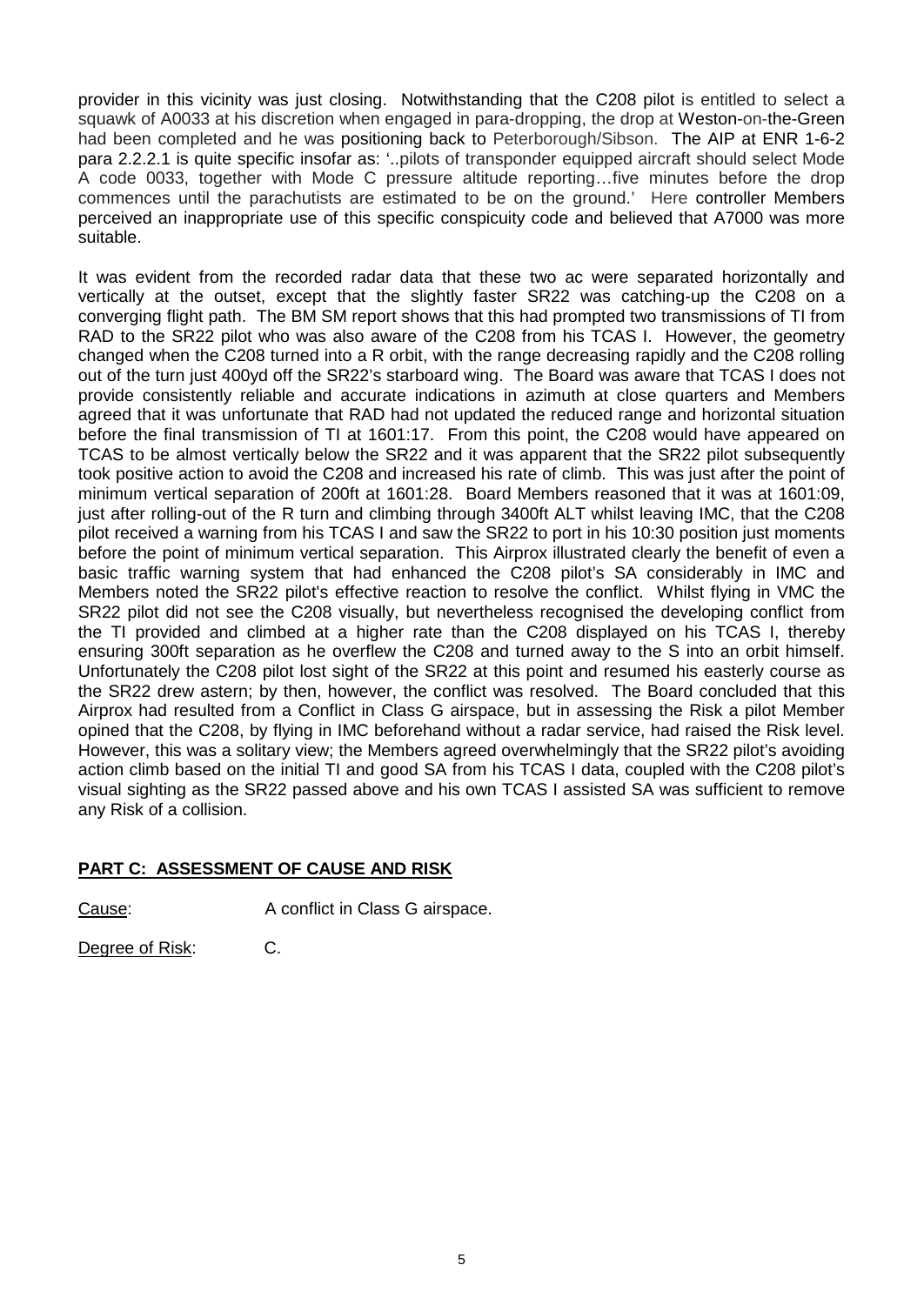provider in this vicinity was just closing. Notwithstanding that the C208 pilot is entitled to select a squawk of A0033 at his discretion when engaged in para-dropping, the drop at Weston-on-the-Green had been completed and he was positioning back to Peterborough/Sibson. The AIP at ENR 1-6-2 para 2.2.2.1 is quite specific insofar as: '..pilots of transponder equipped aircraft should select Mode A code 0033, together with Mode C pressure altitude reporting…five minutes before the drop commences until the parachutists are estimated to be on the ground.' Here controller Members perceived an inappropriate use of this specific conspicuity code and believed that A7000 was more suitable.

It was evident from the recorded radar data that these two ac were separated horizontally and vertically at the outset, except that the slightly faster SR22 was catching-up the C208 on a converging flight path. The BM SM report shows that this had prompted two transmissions of TI from RAD to the SR22 pilot who was also aware of the C208 from his TCAS I. However, the geometry changed when the C208 turned into a R orbit, with the range decreasing rapidly and the C208 rolling out of the turn just 400yd off the SR22's starboard wing. The Board was aware that TCAS I does not provide consistently reliable and accurate indications in azimuth at close quarters and Members agreed that it was unfortunate that RAD had not updated the reduced range and horizontal situation before the final transmission of TI at 1601:17. From this point, the C208 would have appeared on TCAS to be almost vertically below the SR22 and it was apparent that the SR22 pilot subsequently took positive action to avoid the C208 and increased his rate of climb. This was just after the point of minimum vertical separation of 200ft at 1601:28. Board Members reasoned that it was at 1601:09, just after rolling-out of the R turn and climbing through 3400ft ALT whilst leaving IMC, that the C208 pilot received a warning from his TCAS I and saw the SR22 to port in his 10:30 position just moments before the point of minimum vertical separation. This Airprox illustrated clearly the benefit of even a basic traffic warning system that had enhanced the C208 pilot's SA considerably in IMC and Members noted the SR22 pilot's effective reaction to resolve the conflict. Whilst flying in VMC the SR22 pilot did not see the C208 visually, but nevertheless recognised the developing conflict from the TI provided and climbed at a higher rate than the C208 displayed on his TCAS I, thereby ensuring 300ft separation as he overflew the C208 and turned away to the S into an orbit himself. Unfortunately the C208 pilot lost sight of the SR22 at this point and resumed his easterly course as the SR22 drew astern; by then, however, the conflict was resolved. The Board concluded that this Airprox had resulted from a Conflict in Class G airspace, but in assessing the Risk a pilot Member opined that the C208, by flying in IMC beforehand without a radar service, had raised the Risk level. However, this was a solitary view; the Members agreed overwhelmingly that the SR22 pilot's avoiding action climb based on the initial TI and good SA from his TCAS I data, coupled with the C208 pilot's visual sighting as the SR22 passed above and his own TCAS I assisted SA was sufficient to remove any Risk of a collision.

## PART C: ASSESSMENT OF CAUSE AND RISK

Cause: A conflict in Class G airspace.

Degree of Risk: C.